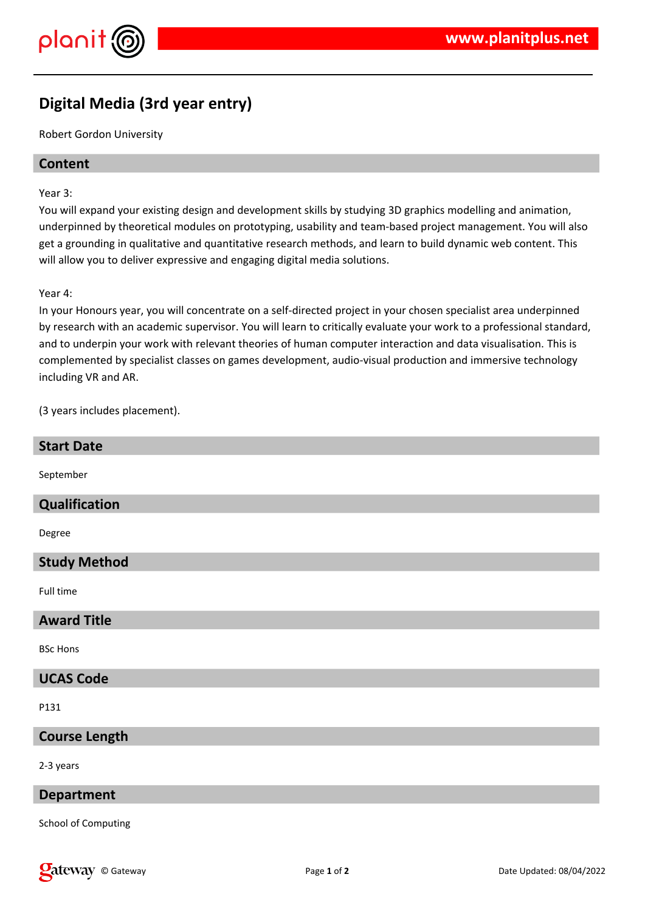# Digital Media (3rd year entry)

Robert Gordon University

## Content

Year 3:
You will expand your existing design and development skills by studying 3D graphics modelling and animation, underpinned by theoretical modules on prototyping, usability and team-based project management. You will also get a grounding in qualitative and quantitative research methods, and learn to build dynamic web content. This will allow you to deliver expressive and engaging digital media solutions.

Year 4:
In your Honours year, you will concentrate on a self-directed project in your chosen specialist area underpinned by research with an academic supervisor. You will learn to critically evaluate your work to a professional standard, and to underpin your work with relevant theories of human computer interaction and data visualisation. This is complemented by specialist classes on games development, audio-visual production and immersive technology including VR and AR.

(3 years includes placement).

## Start Date

September

## Qualification

Degree

## Study Method

Full time

## Award Title

BSc Hons

## UCAS Code

P131

## Course Length

2-3 years

## Department

School of Computing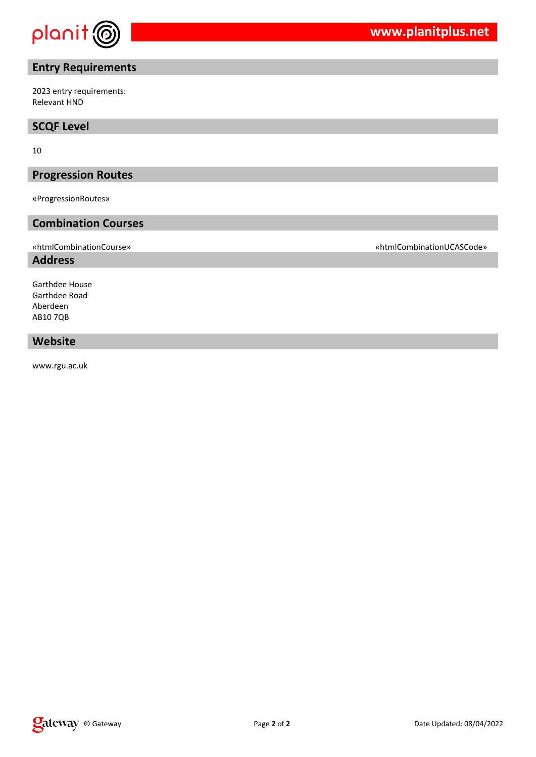## Entry Requirements

2023 entry requirements:
Relevant HND

## SCQF Level

10

## Progression Routes

«ProgressionRoutes»

## Combination Courses

«htmlCombinationCourse» «htmlCombinationUCASCode»

## Address

Garthdee House
Garthdee Road
Aberdeen
AB10 7QB

## Website

www.rgu.ac.uk